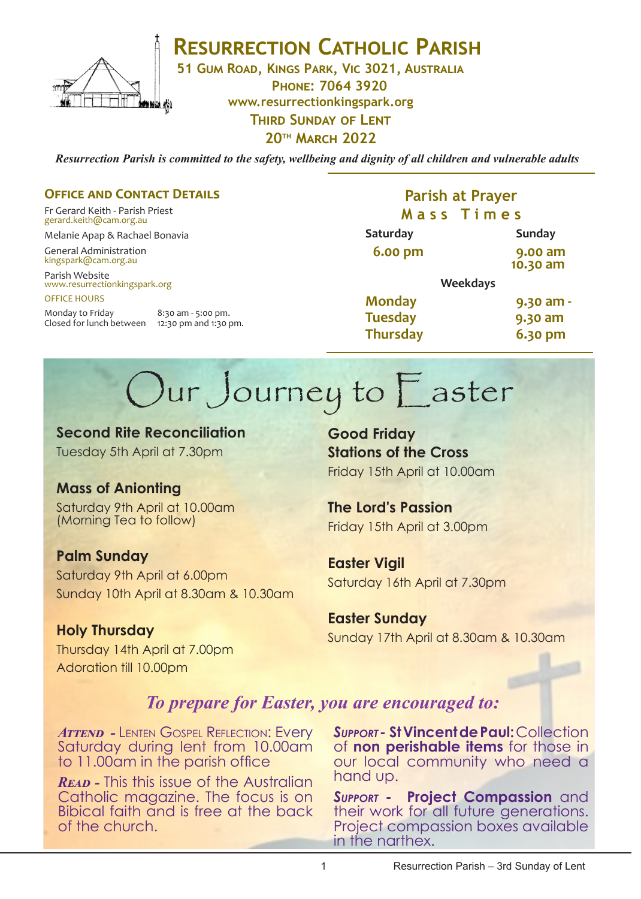# Resurrection Catholic Parish

**51 Gum Road, Kings Park, Vic 3021, Australia**
**Phone: 7064 3920**
**www.resurrectionkingspark.org**
**Third Sunday of Lent**
**20th March 2022**

*Resurrection Parish is committed to the safety, wellbeing and dignity of all children and vulnerable adults*

## Office and Contact Details

Fr Gerard Keith - Parish Priest
gerard.keith@cam.org.au

Melanie Apap & Rachael Bonavia

General Administration
kingspark@cam.org.au

Parish Website
www.resurrectionkingspark.org

OFFICE HOURS

Monday to Friday 8:30 am - 5:00 pm.
Closed for lunch between 12:30 pm and 1:30 pm.

## Parish at Prayer

### Mass Times

| Saturday | Sunday |
|---|---|
| 6.00 pm | 9.00 am |
| | 10.30 am |

**Weekdays**

| | |
|---|---|
| Monday | 9.30 am - |
| Tuesday | 9.30 am |
| Thursday | 6.30 pm |

# Our Journey to Easter

**Second Rite Reconciliation**
Tuesday 5th April at 7.30pm

**Mass of Anionting**
Saturday 9th April at 10.00am
(Morning Tea to follow)

**Palm Sunday**
Saturday 9th April at 6.00pm
Sunday 10th April at 8.30am & 10.30am

**Holy Thursday**
Thursday 14th April at 7.00pm
Adoration till 10.00pm

**Good Friday**
**Stations of the Cross**
Friday 15th April at 10.00am

**The Lord's Passion**
Friday 15th April at 3.00pm

**Easter Vigil**
Saturday 16th April at 7.30pm

**Easter Sunday**
Sunday 17th April at 8.30am & 10.30am

## *To prepare for Easter, you are encouraged to:*

***Attend*** **-** Lenten Gospel Reflection: Every Saturday during lent from 10.00am to 11.00am in the parish office

***Read*** **-** This this issue of the Australian Catholic magazine. The focus is on Bibical faith and is free at the back of the church.

***Support*** **- St Vincent de Paul:** Collection of **non perishable items** for those in our local community who need a hand up.

***Support*** **- Project Compassion** and their work for all future generations. Project compassion boxes available in the narthex.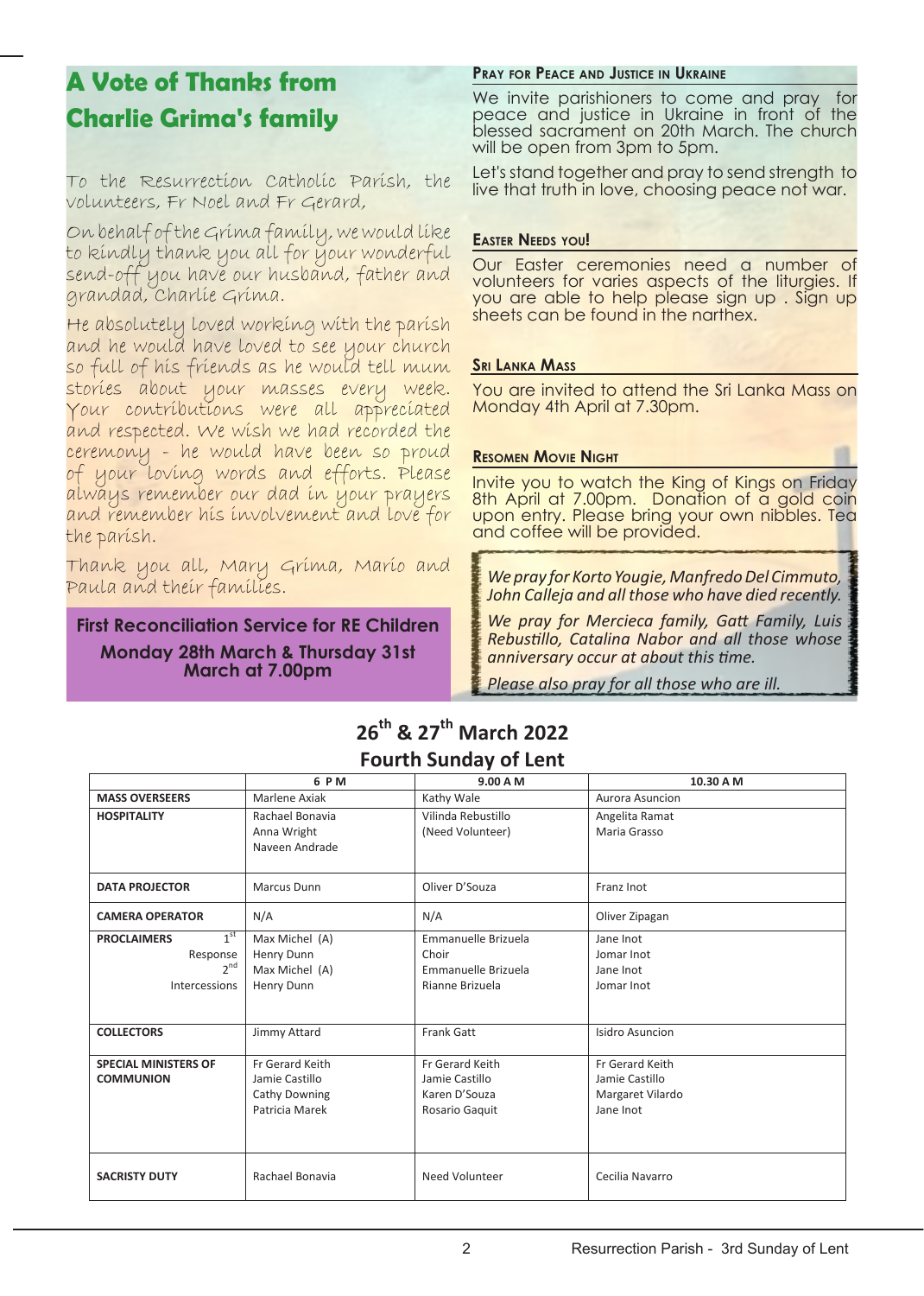## A Vote of Thanks from Charlie Grima's family

To the Resurrection Catholic Parish, the volunteers, Fr Noel and Fr Gerard,

On behalf of the Grima family, we would like to kindly thank you all for your wonderful send-off you have our husband, father and grandad, Charlie Grima.

He absolutely loved working with the parish and he would have loved to see your church so full of his friends as he would tell mum stories about your masses every week. Your contributions were all appreciated and respected. We wish we had recorded the ceremony - he would have been so proud of your loving words and efforts. Please always remember our dad in your prayers and remember his involvement and love for the parish.

Thank you all, Mary Grima, Mario and Paula and their families.

**First Reconciliation Service for RE Children**
**Monday 28th March & Thursday 31st March at 7.00pm**

### Pray for Peace and Justice in Ukraine

We invite parishioners to come and pray for peace and justice in Ukraine in front of the blessed sacrament on 20th March. The church will be open from 3pm to 5pm.

Let's stand together and pray to send strength to live that truth in love, choosing peace not war.

### Easter Needs you!

Our Easter ceremonies need a number of volunteers for varies aspects of the liturgies. If you are able to help please sign up . Sign up sheets can be found in the narthex.

### Sri Lanka Mass

You are invited to attend the Sri Lanka Mass on Monday 4th April at 7.30pm.

### Resomen Movie Night

Invite you to watch the King of Kings on Friday 8th April at 7.00pm. Donation of a gold coin upon entry. Please bring your own nibbles. Tea and coffee will be provided.

*We pray for Korto Yougie, Manfredo Del Cimmuto, John Calleja and all those who have died recently.*

*We pray for Mercieca family, Gatt Family, Luis Rebustillo, Catalina Nabor and all those whose anniversary occur at about this time.*

*Please also pray for all those who are ill.*

## 26th & 27th March 2022
## Fourth Sunday of Lent

| | 6 PM | 9.00 AM | 10.30 AM |
|---|---|---|---|
| **MASS OVERSEERS** | Marlene Axiak | Kathy Wale | Aurora Asuncion |
| **HOSPITALITY** | Rachael Bonavia<br>Anna Wright<br>Naveen Andrade | Vilinda Rebustillo<br>(Need Volunteer) | Angelita Ramat<br>Maria Grasso |
| **DATA PROJECTOR** | Marcus Dunn | Oliver D'Souza | Franz Inot |
| **CAMERA OPERATOR** | N/A | N/A | Oliver Zipagan |
| **PROCLAIMERS** 1st<br>Response<br>2nd<br>Intercessions | Max Michel (A)<br>Henry Dunn<br>Max Michel (A)<br>Henry Dunn | Emmanuelle Brizuela<br>Choir<br>Emmanuelle Brizuela<br>Rianne Brizuela | Jane Inot<br>Jomar Inot<br>Jane Inot<br>Jomar Inot |
| **COLLECTORS** | Jimmy Attard | Frank Gatt | Isidro Asuncion |
| **SPECIAL MINISTERS OF COMMUNION** | Fr Gerard Keith<br>Jamie Castillo<br>Cathy Downing<br>Patricia Marek | Fr Gerard Keith<br>Jamie Castillo<br>Karen D'Souza<br>Rosario Gaquit | Fr Gerard Keith<br>Jamie Castillo<br>Margaret Vilardo<br>Jane Inot |
| **SACRISTY DUTY** | Rachael Bonavia | Need Volunteer | Cecilia Navarro |